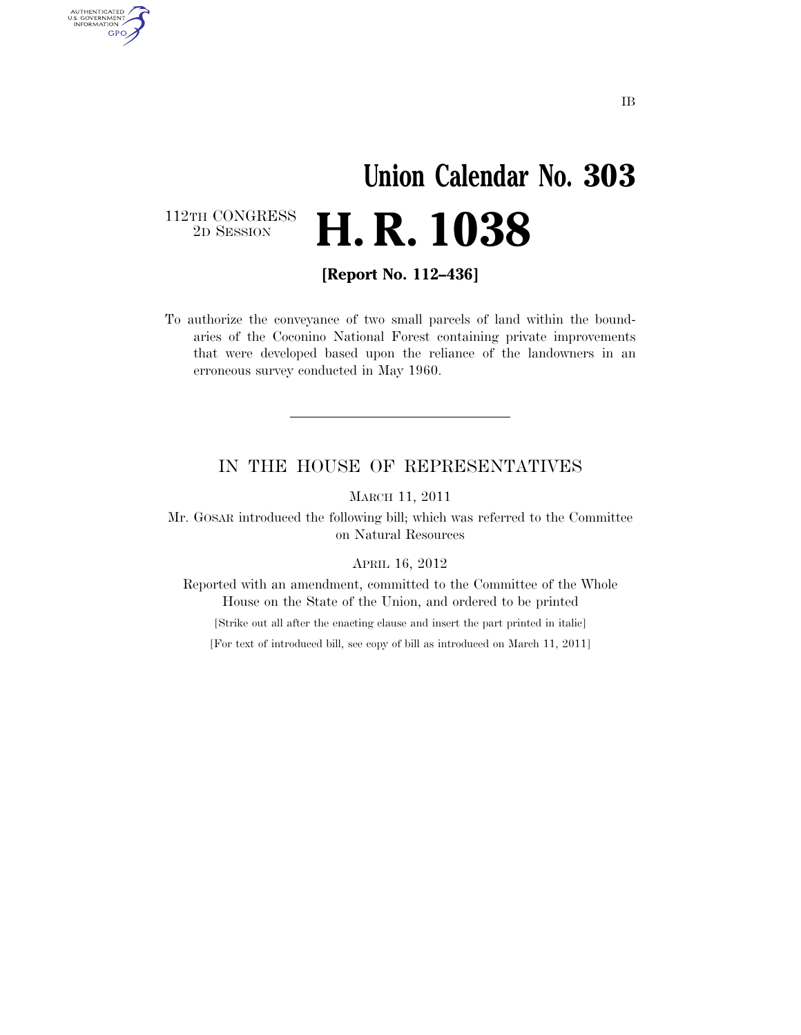IB

# Union Calendar No. 303

112TH CONGRESS
2D SESSION

# H. R. 1038

**[Report No. 112–436]**

To authorize the conveyance of two small parcels of land within the boundaries of the Coconino National Forest containing private improvements that were developed based upon the reliance of the landowners in an erroneous survey conducted in May 1960.

---

## IN THE HOUSE OF REPRESENTATIVES

MARCH 11, 2011

Mr. GOSAR introduced the following bill; which was referred to the Committee on Natural Resources

APRIL 16, 2012

Reported with an amendment, committed to the Committee of the Whole House on the State of the Union, and ordered to be printed

[Strike out all after the enacting clause and insert the part printed in italic]

[For text of introduced bill, see copy of bill as introduced on March 11, 2011]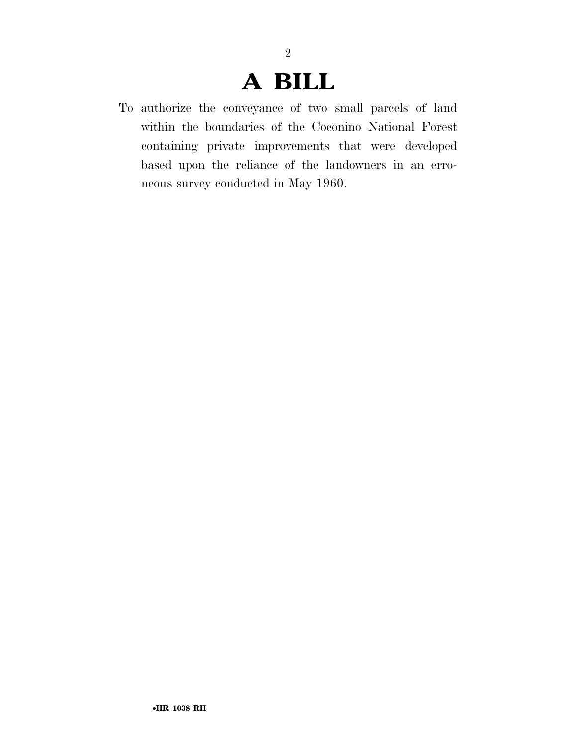# A BILL

To authorize the conveyance of two small parcels of land within the boundaries of the Coconino National Forest containing private improvements that were developed based upon the reliance of the landowners in an erroneous survey conducted in May 1960.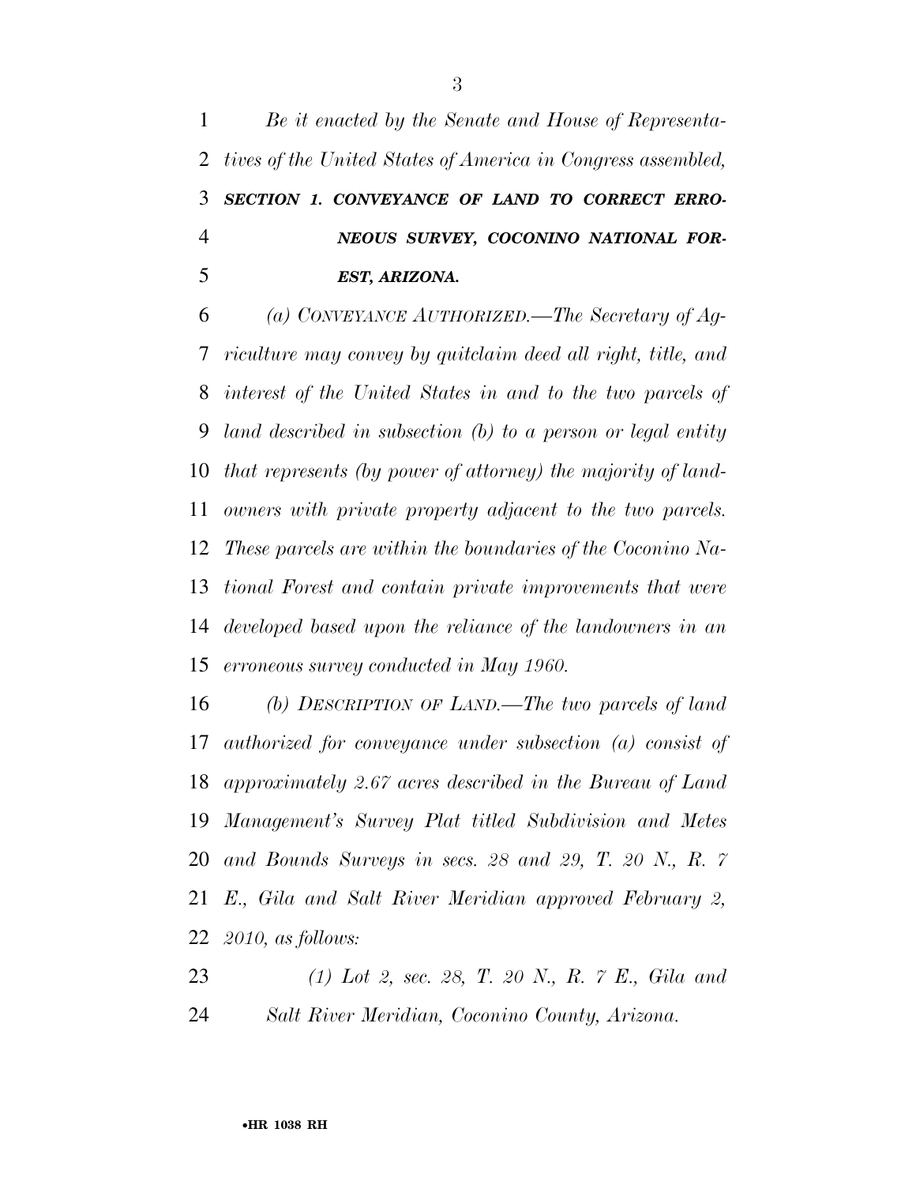*Be it enacted by the Senate and House of Representatives of the United States of America in Congress assembled,*

### ***SECTION 1. CONVEYANCE OF LAND TO CORRECT ERRONEOUS SURVEY, COCONINO NATIONAL FOREST, ARIZONA.***

*(a) CONVEYANCE AUTHORIZED.—The Secretary of Agriculture may convey by quitclaim deed all right, title, and interest of the United States in and to the two parcels of land described in subsection (b) to a person or legal entity that represents (by power of attorney) the majority of landowners with private property adjacent to the two parcels. These parcels are within the boundaries of the Coconino National Forest and contain private improvements that were developed based upon the reliance of the landowners in an erroneous survey conducted in May 1960.*

*(b) DESCRIPTION OF LAND.—The two parcels of land authorized for conveyance under subsection (a) consist of approximately 2.67 acres described in the Bureau of Land Management's Survey Plat titled Subdivision and Metes and Bounds Surveys in secs. 28 and 29, T. 20 N., R. 7 E., Gila and Salt River Meridian approved February 2, 2010, as follows:*

*(1) Lot 2, sec. 28, T. 20 N., R. 7 E., Gila and Salt River Meridian, Coconino County, Arizona.*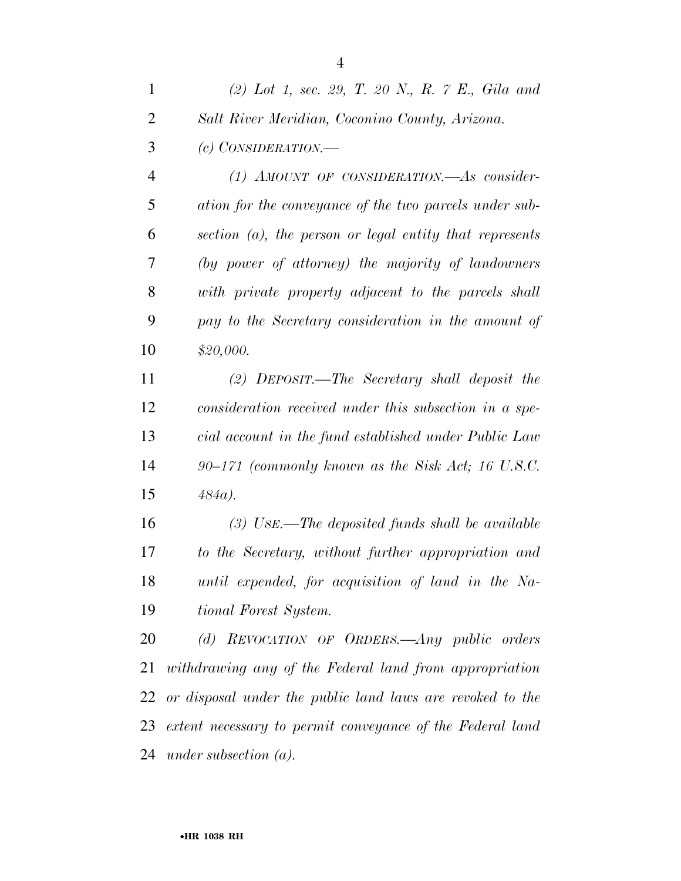*(2) Lot 1, sec. 29, T. 20 N., R. 7 E., Gila and Salt River Meridian, Coconino County, Arizona.*

*(c) CONSIDERATION.—*

*(1) AMOUNT OF CONSIDERATION.—As consideration for the conveyance of the two parcels under subsection (a), the person or legal entity that represents (by power of attorney) the majority of landowners with private property adjacent to the parcels shall pay to the Secretary consideration in the amount of $20,000.*

*(2) DEPOSIT.—The Secretary shall deposit the consideration received under this subsection in a special account in the fund established under Public Law 90–171 (commonly known as the Sisk Act; 16 U.S.C. 484a).*

*(3) USE.—The deposited funds shall be available to the Secretary, without further appropriation and until expended, for acquisition of land in the National Forest System.*

*(d) REVOCATION OF ORDERS.—Any public orders withdrawing any of the Federal land from appropriation or disposal under the public land laws are revoked to the extent necessary to permit conveyance of the Federal land under subsection (a).*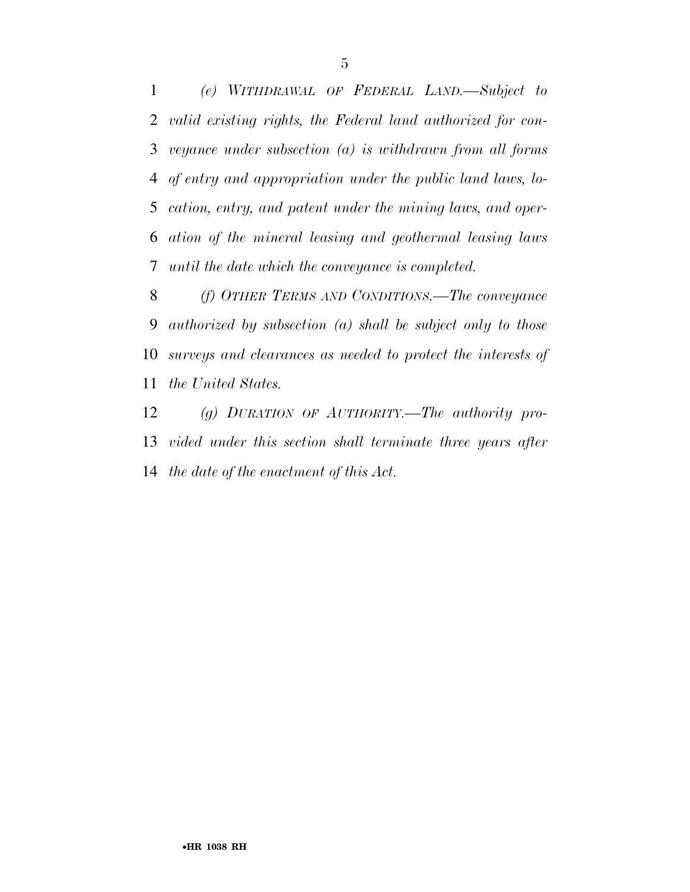*(e) WITHDRAWAL OF FEDERAL LAND.—Subject to valid existing rights, the Federal land authorized for conveyance under subsection (a) is withdrawn from all forms of entry and appropriation under the public land laws, location, entry, and patent under the mining laws, and operation of the mineral leasing and geothermal leasing laws until the date which the conveyance is completed.*

*(f) OTHER TERMS AND CONDITIONS.—The conveyance authorized by subsection (a) shall be subject only to those surveys and clearances as needed to protect the interests of the United States.*

*(g) DURATION OF AUTHORITY.—The authority provided under this section shall terminate three years after the date of the enactment of this Act.*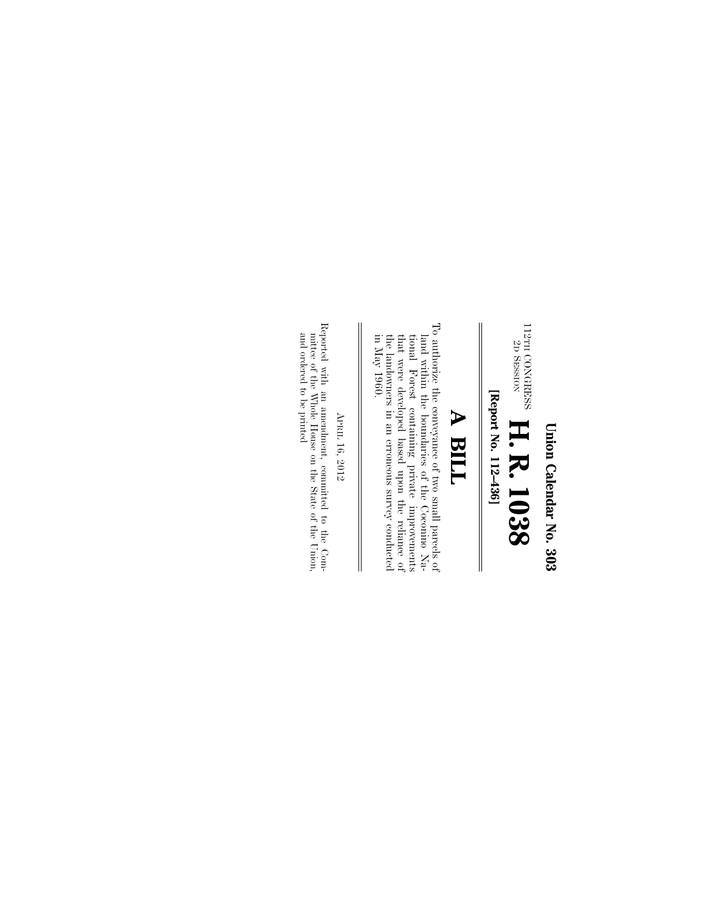**Union Calendar No. 303**

112TH CONGRESS
2D SESSION

# H. R. 1038

**[Report No. 112–436]**

---

# A BILL

To authorize the conveyance of two small parcels of land within the boundaries of the Coconino National Forest containing private improvements that were developed based upon the reliance of the landowners in an erroneous survey conducted in May 1960.

---

APRIL 16, 2012

Reported with an amendment, committed to the Committee of the Whole House on the State of the Union, and ordered to be printed